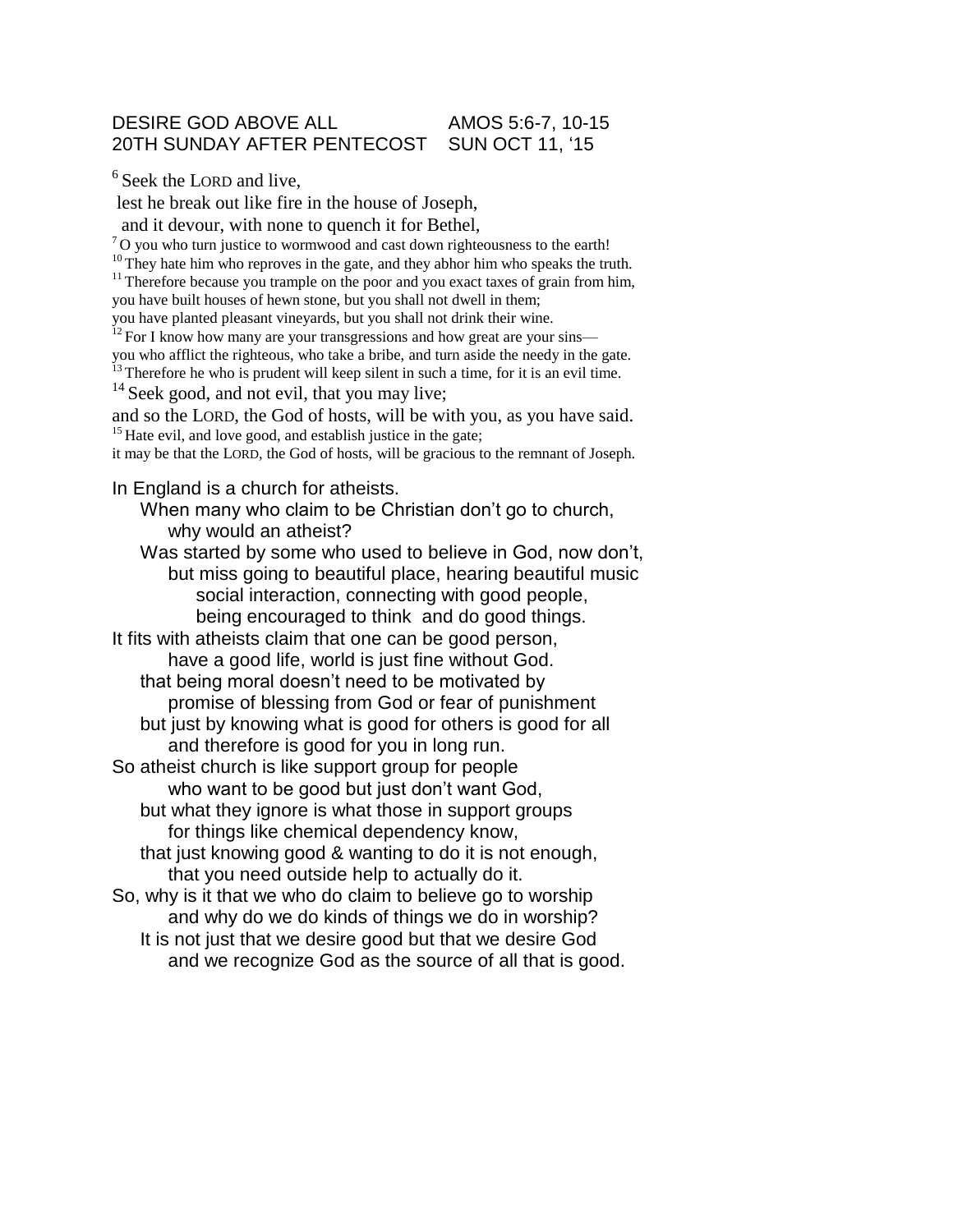DESIRE GOD ABOVE ALL AMOS 5:6-7, 10-15
20TH SUNDAY AFTER PENTECOST SUN OCT 11, '15

[6] Seek the LORD and live,
lest he break out like fire in the house of Joseph,
and it devour, with none to quench it for Bethel,
[7] O you who turn justice to wormwood and cast down righteousness to the earth!
[10] They hate him who reproves in the gate, and they abhor him who speaks the truth.
[11] Therefore because you trample on the poor and you exact taxes of grain from him,
you have built houses of hewn stone, but you shall not dwell in them;
you have planted pleasant vineyards, but you shall not drink their wine.
[12] For I know how many are your transgressions and how great are your sins—
you who afflict the righteous, who take a bribe, and turn aside the needy in the gate.
[13] Therefore he who is prudent will keep silent in such a time, for it is an evil time.
[14] Seek good, and not evil, that you may live;
and so the LORD, the God of hosts, will be with you, as you have said.
[15] Hate evil, and love good, and establish justice in the gate;
it may be that the LORD, the God of hosts, will be gracious to the remnant of Joseph.

In England is a church for atheists.
When many who claim to be Christian don't go to church,
why would an atheist?
Was started by some who used to believe in God, now don't,
but miss going to beautiful place, hearing beautiful music
social interaction, connecting with good people,
being encouraged to think and do good things.
It fits with atheists claim that one can be good person,
have a good life, world is just fine without God.
that being moral doesn't need to be motivated by
promise of blessing from God or fear of punishment
but just by knowing what is good for others is good for all
and therefore is good for you in long run.
So atheist church is like support group for people
who want to be good but just don't want God,
but what they ignore is what those in support groups
for things like chemical dependency know,
that just knowing good & wanting to do it is not enough,
that you need outside help to actually do it.
So, why is it that we who do claim to believe go to worship
and why do we do kinds of things we do in worship?
It is not just that we desire good but that we desire God
and we recognize God as the source of all that is good.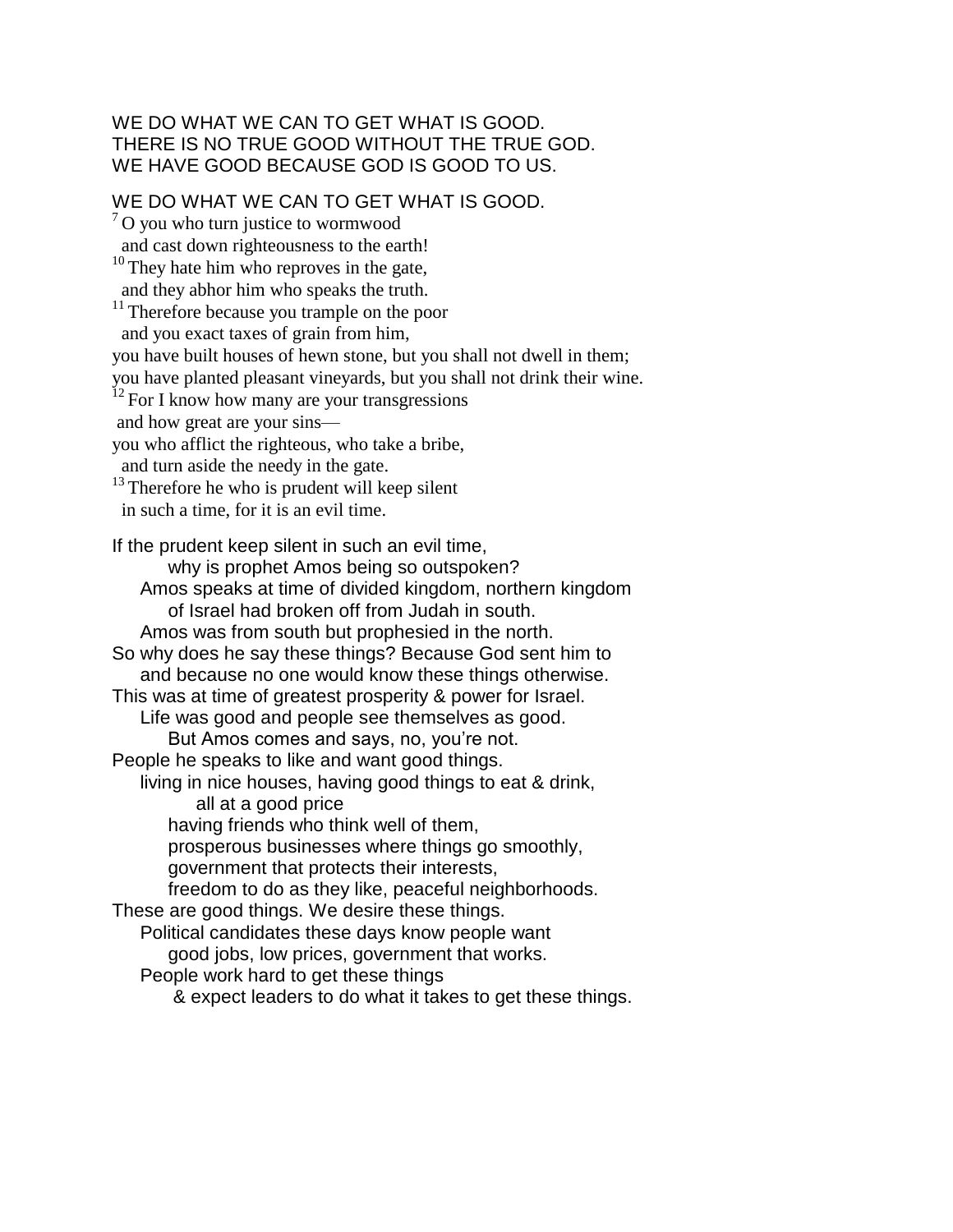WE DO WHAT WE CAN TO GET WHAT IS GOOD.
THERE IS NO TRUE GOOD WITHOUT THE TRUE GOD.
WE HAVE GOOD BECAUSE GOD IS GOOD TO US.

WE DO WHAT WE CAN TO GET WHAT IS GOOD.

[7] O you who turn justice to wormwood
and cast down righteousness to the earth!
[10] They hate him who reproves in the gate,
and they abhor him who speaks the truth.
[11] Therefore because you trample on the poor
and you exact taxes of grain from him,
you have built houses of hewn stone, but you shall not dwell in them;
you have planted pleasant vineyards, but you shall not drink their wine.
[12] For I know how many are your transgressions
and how great are your sins—
you who afflict the righteous, who take a bribe,
and turn aside the needy in the gate.
[13] Therefore he who is prudent will keep silent
in such a time, for it is an evil time.

If the prudent keep silent in such an evil time,
why is prophet Amos being so outspoken?
Amos speaks at time of divided kingdom, northern kingdom
of Israel had broken off from Judah in south.
Amos was from south but prophesied in the north.
So why does he say these things? Because God sent him to
and because no one would know these things otherwise.
This was at time of greatest prosperity & power for Israel.
Life was good and people see themselves as good.
But Amos comes and says, no, you're not.
People he speaks to like and want good things.
living in nice houses, having good things to eat & drink,
all at a good price
having friends who think well of them,
prosperous businesses where things go smoothly,
government that protects their interests,
freedom to do as they like, peaceful neighborhoods.
These are good things. We desire these things.
Political candidates these days know people want
good jobs, low prices, government that works.
People work hard to get these things
& expect leaders to do what it takes to get these things.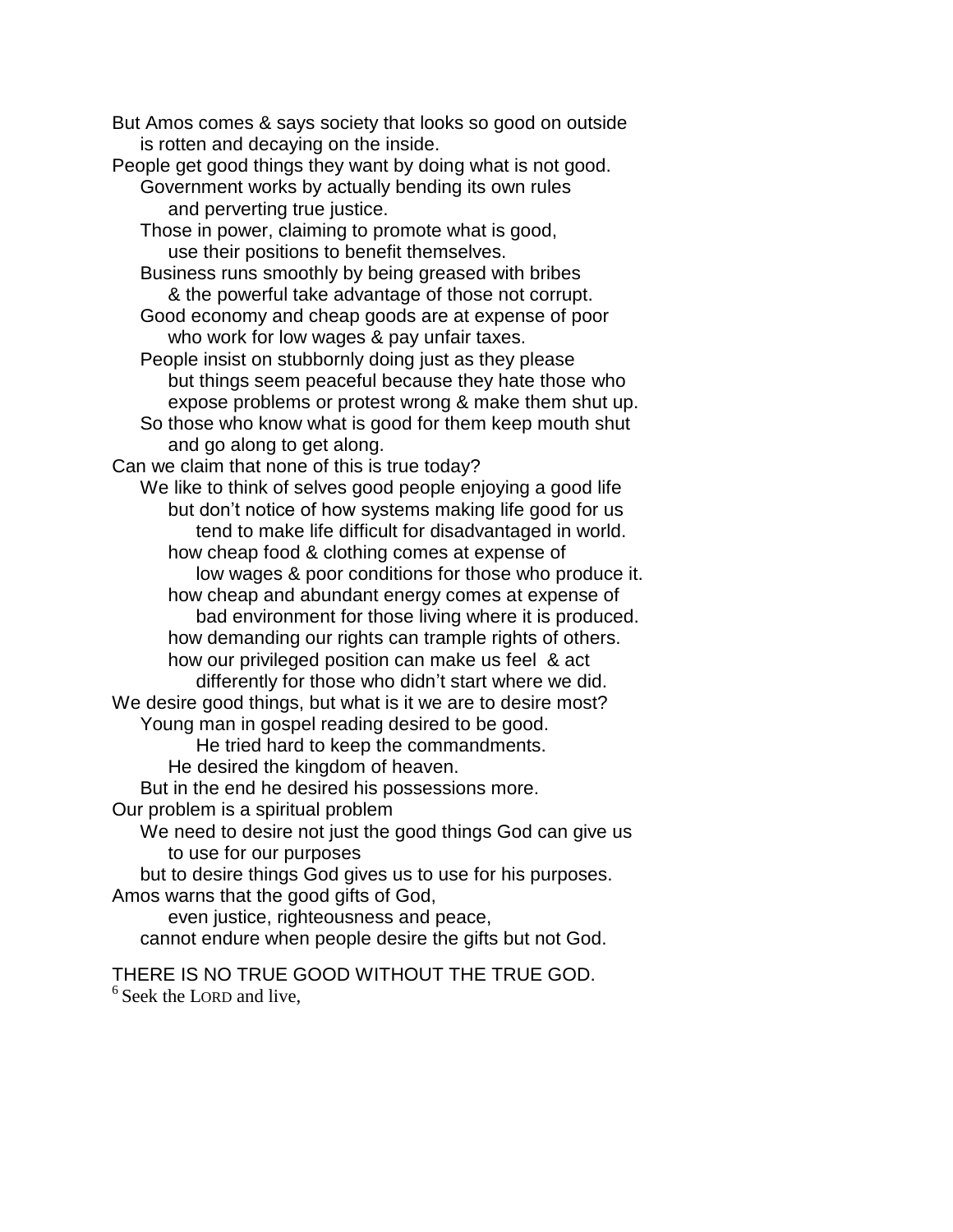But Amos comes & says society that looks so good on outside
    is rotten and decaying on the inside.
People get good things they want by doing what is not good.
    Government works by actually bending its own rules
        and perverting true justice.
    Those in power, claiming to promote what is good,
        use their positions to benefit themselves.
    Business runs smoothly by being greased with bribes
        & the powerful take advantage of those not corrupt.
    Good economy and cheap goods are at expense of poor
        who work for low wages & pay unfair taxes.
    People insist on stubbornly doing just as they please
        but things seem peaceful because they hate those who
        expose problems or protest wrong & make them shut up.
    So those who know what is good for them keep mouth shut
        and go along to get along.
Can we claim that none of this is true today?
    We like to think of selves good people enjoying a good life
        but don't notice of how systems making life good for us
            tend to make life difficult for disadvantaged in world.
        how cheap food & clothing comes at expense of
            low wages & poor conditions for those who produce it.
        how cheap and abundant energy comes at expense of
            bad environment for those living where it is produced.
        how demanding our rights can trample rights of others.
        how our privileged position can make us feel & act
            differently for those who didn't start where we did.
We desire good things, but what is it we are to desire most?
    Young man in gospel reading desired to be good.
            He tried hard to keep the commandments.
        He desired the kingdom of heaven.
    But in the end he desired his possessions more.
Our problem is a spiritual problem
    We need to desire not just the good things God can give us
        to use for our purposes
    but to desire things God gives us to use for his purposes.
Amos warns that the good gifts of God,
        even justice, righteousness and peace,
    cannot endure when people desire the gifts but not God.

THERE IS NO TRUE GOOD WITHOUT THE TRUE GOD.
[6] Seek the LORD and live,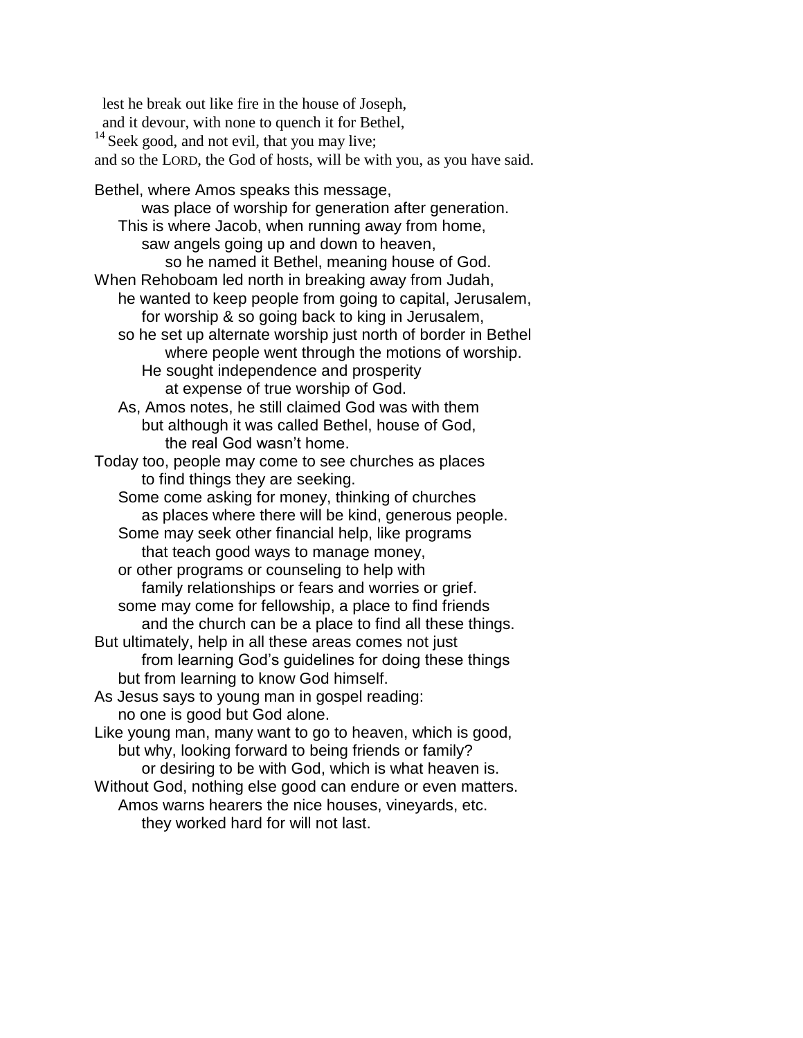lest he break out like fire in the house of Joseph,
and it devour, with none to quench it for Bethel,
[14] Seek good, and not evil, that you may live;
and so the LORD, the God of hosts, will be with you, as you have said.

Bethel, where Amos speaks this message,
was place of worship for generation after generation.
This is where Jacob, when running away from home,
saw angels going up and down to heaven,
so he named it Bethel, meaning house of God.
When Rehoboam led north in breaking away from Judah,
he wanted to keep people from going to capital, Jerusalem,
for worship & so going back to king in Jerusalem,
so he set up alternate worship just north of border in Bethel
where people went through the motions of worship.
He sought independence and prosperity
at expense of true worship of God.
As, Amos notes, he still claimed God was with them
but although it was called Bethel, house of God,
the real God wasn't home.
Today too, people may come to see churches as places
to find things they are seeking.
Some come asking for money, thinking of churches
as places where there will be kind, generous people.
Some may seek other financial help, like programs
that teach good ways to manage money,
or other programs or counseling to help with
family relationships or fears and worries or grief.
some may come for fellowship, a place to find friends
and the church can be a place to find all these things.
But ultimately, help in all these areas comes not just
from learning God's guidelines for doing these things
but from learning to know God himself.
As Jesus says to young man in gospel reading:
no one is good but God alone.
Like young man, many want to go to heaven, which is good,
but why, looking forward to being friends or family?
or desiring to be with God, which is what heaven is.
Without God, nothing else good can endure or even matters.
Amos warns hearers the nice houses, vineyards, etc.
they worked hard for will not last.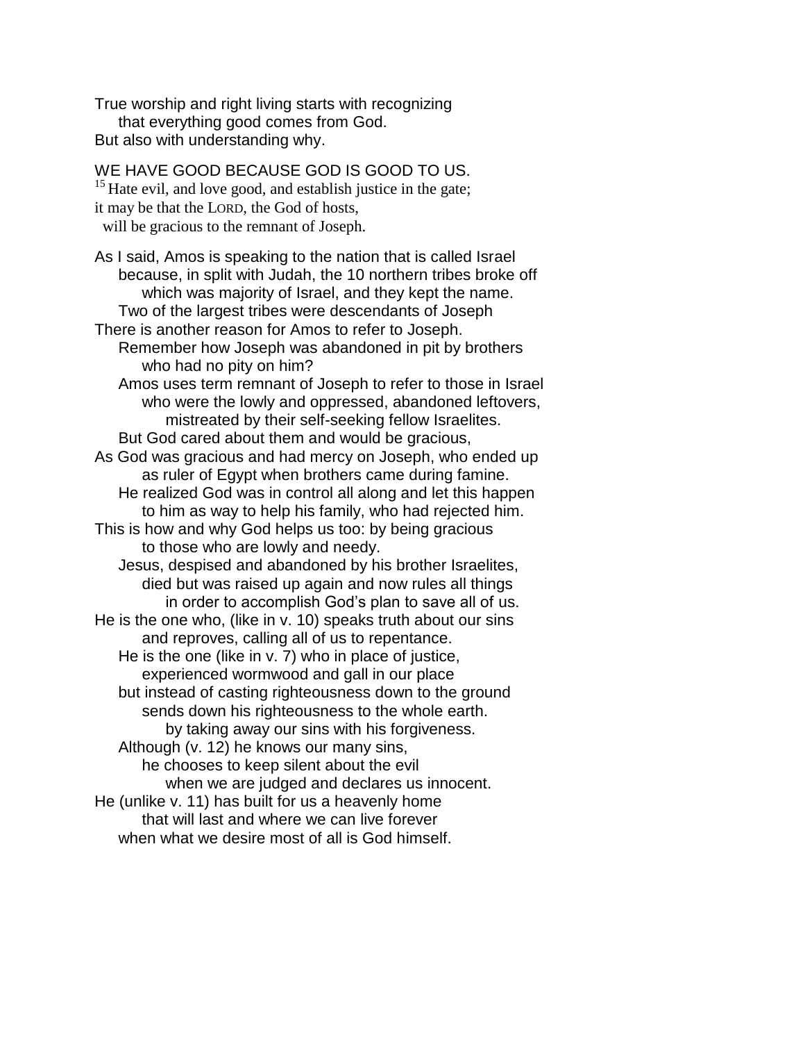True worship and right living starts with recognizing
that everything good comes from God.
But also with understanding why.

WE HAVE GOOD BECAUSE GOD IS GOOD TO US.

[15] Hate evil, and love good, and establish justice in the gate;
it may be that the LORD, the God of hosts,
will be gracious to the remnant of Joseph.

As I said, Amos is speaking to the nation that is called Israel
because, in split with Judah, the 10 northern tribes broke off
which was majority of Israel, and they kept the name.
Two of the largest tribes were descendants of Joseph
There is another reason for Amos to refer to Joseph.
Remember how Joseph was abandoned in pit by brothers
who had no pity on him?
Amos uses term remnant of Joseph to refer to those in Israel
who were the lowly and oppressed, abandoned leftovers,
mistreated by their self-seeking fellow Israelites.
But God cared about them and would be gracious,
As God was gracious and had mercy on Joseph, who ended up
as ruler of Egypt when brothers came during famine.
He realized God was in control all along and let this happen
to him as way to help his family, who had rejected him.
This is how and why God helps us too: by being gracious
to those who are lowly and needy.
Jesus, despised and abandoned by his brother Israelites,
died but was raised up again and now rules all things
in order to accomplish God's plan to save all of us.
He is the one who, (like in v. 10) speaks truth about our sins
and reproves, calling all of us to repentance.
He is the one (like in v. 7) who in place of justice,
experienced wormwood and gall in our place
but instead of casting righteousness down to the ground
sends down his righteousness to the whole earth.
by taking away our sins with his forgiveness.
Although (v. 12) he knows our many sins,
he chooses to keep silent about the evil
when we are judged and declares us innocent.
He (unlike v. 11) has built for us a heavenly home
that will last and where we can live forever
when what we desire most of all is God himself.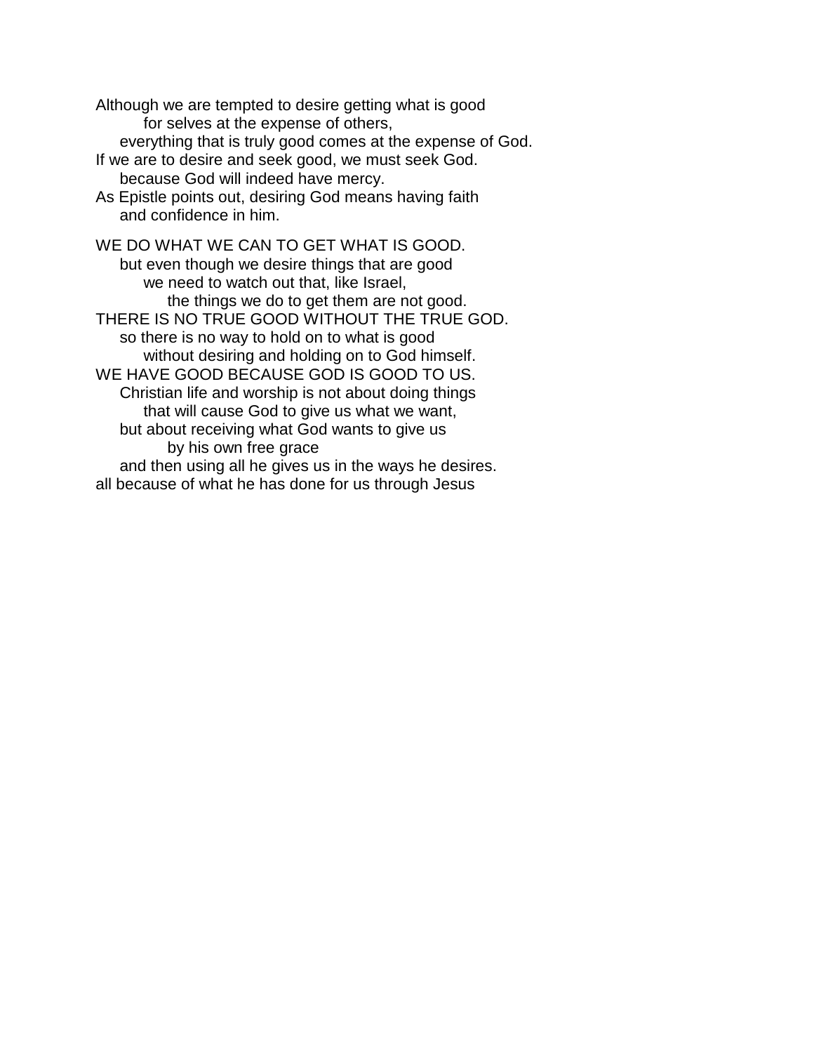Although we are tempted to desire getting what is good
for selves at the expense of others,
everything that is truly good comes at the expense of God.
If we are to desire and seek good, we must seek God.
because God will indeed have mercy.
As Epistle points out, desiring God means having faith
and confidence in him.

WE DO WHAT WE CAN TO GET WHAT IS GOOD.
but even though we desire things that are good
we need to watch out that, like Israel,
the things we do to get them are not good.
THERE IS NO TRUE GOOD WITHOUT THE TRUE GOD.
so there is no way to hold on to what is good
without desiring and holding on to God himself.
WE HAVE GOOD BECAUSE GOD IS GOOD TO US.
Christian life and worship is not about doing things
that will cause God to give us what we want,
but about receiving what God wants to give us
by his own free grace
and then using all he gives us in the ways he desires.
all because of what he has done for us through Jesus